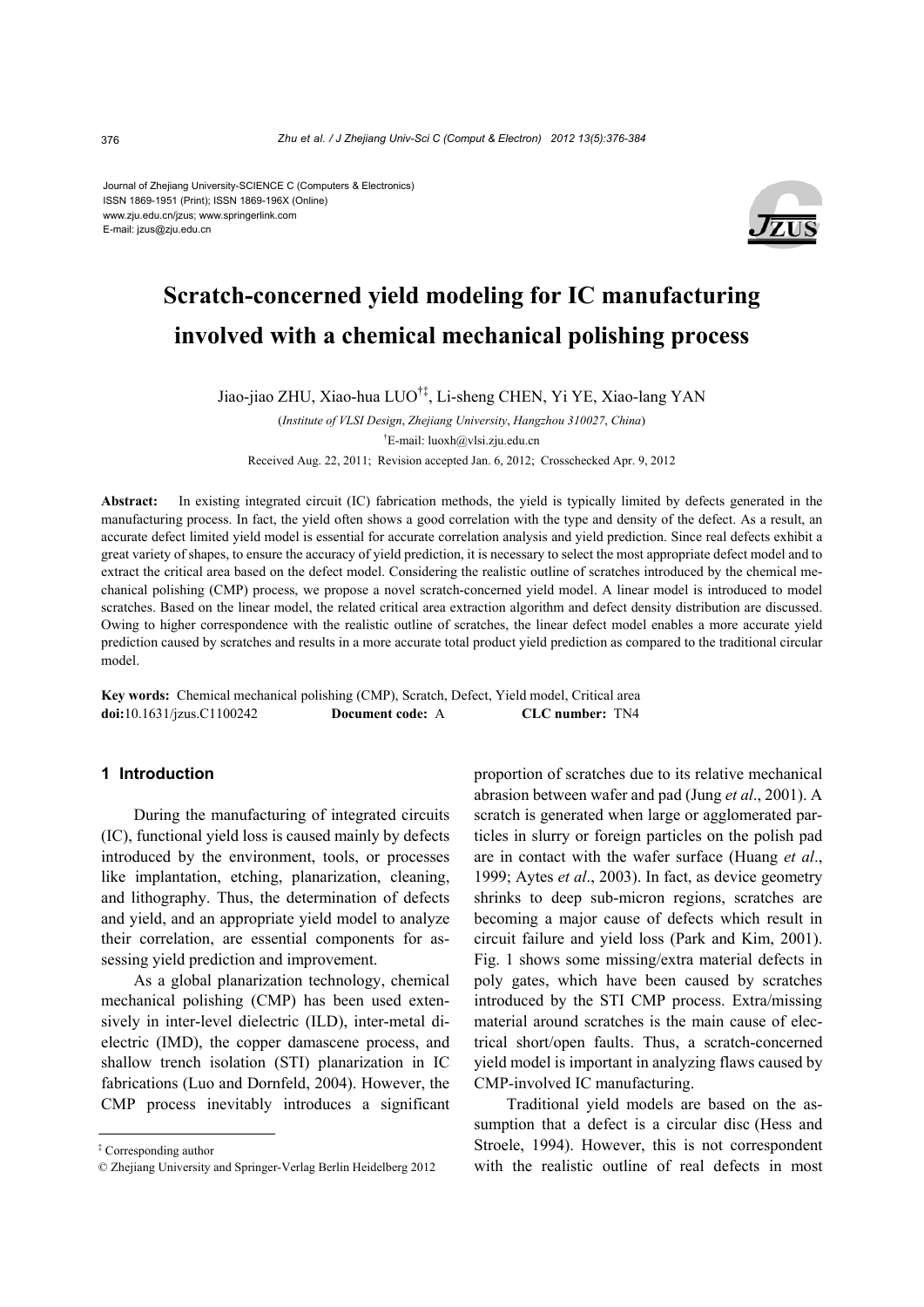Journal of Zhejiang University-SCIENCE C (Computers & Electronics)
ISSN 1869-1951 (Print); ISSN 1869-196X (Online)
www.zju.edu.cn/jzus; www.springerlink.com
E-mail: jzus@zju.edu.cn

# Scratch-concerned yield modeling for IC manufacturing involved with a chemical mechanical polishing process

Jiao-jiao ZHU, Xiao-hua LUO[†‡], Li-sheng CHEN, Yi YE, Xiao-lang YAN

(*Institute of VLSI Design*, *Zhejiang University*, *Hangzhou 310027*, *China*)

[†]E-mail: luoxh@vlsi.zju.edu.cn

Received Aug. 22, 2011; Revision accepted Jan. 6, 2012; Crosschecked Apr. 9, 2012

**Abstract:** In existing integrated circuit (IC) fabrication methods, the yield is typically limited by defects generated in the manufacturing process. In fact, the yield often shows a good correlation with the type and density of the defect. As a result, an accurate defect limited yield model is essential for accurate correlation analysis and yield prediction. Since real defects exhibit a great variety of shapes, to ensure the accuracy of yield prediction, it is necessary to select the most appropriate defect model and to extract the critical area based on the defect model. Considering the realistic outline of scratches introduced by the chemical mechanical polishing (CMP) process, we propose a novel scratch-concerned yield model. A linear model is introduced to model scratches. Based on the linear model, the related critical area extraction algorithm and defect density distribution are discussed. Owing to higher correspondence with the realistic outline of scratches, the linear defect model enables a more accurate yield prediction caused by scratches and results in a more accurate total product yield prediction as compared to the traditional circular model.

**Key words:** Chemical mechanical polishing (CMP), Scratch, Defect, Yield model, Critical area
**doi:**10.1631/jzus.C1100242 **Document code:** A **CLC number:** TN4

## 1 Introduction

During the manufacturing of integrated circuits (IC), functional yield loss is caused mainly by defects introduced by the environment, tools, or processes like implantation, etching, planarization, cleaning, and lithography. Thus, the determination of defects and yield, and an appropriate yield model to analyze their correlation, are essential components for assessing yield prediction and improvement.

As a global planarization technology, chemical mechanical polishing (CMP) has been used extensively in inter-level dielectric (ILD), inter-metal dielectric (IMD), the copper damascene process, and shallow trench isolation (STI) planarization in IC fabrications (Luo and Dornfeld, 2004). However, the CMP process inevitably introduces a significant proportion of scratches due to its relative mechanical abrasion between wafer and pad (Jung *et al*., 2001). A scratch is generated when large or agglomerated particles in slurry or foreign particles on the polish pad are in contact with the wafer surface (Huang *et al*., 1999; Aytes *et al*., 2003). In fact, as device geometry shrinks to deep sub-micron regions, scratches are becoming a major cause of defects which result in circuit failure and yield loss (Park and Kim, 2001). Fig. 1 shows some missing/extra material defects in poly gates, which have been caused by scratches introduced by the STI CMP process. Extra/missing material around scratches is the main cause of electrical short/open faults. Thus, a scratch-concerned yield model is important in analyzing flaws caused by CMP-involved IC manufacturing.

Traditional yield models are based on the assumption that a defect is a circular disc (Hess and Stroele, 1994). However, this is not correspondent with the realistic outline of real defects in most

[‡] Corresponding author

© Zhejiang University and Springer-Verlag Berlin Heidelberg 2012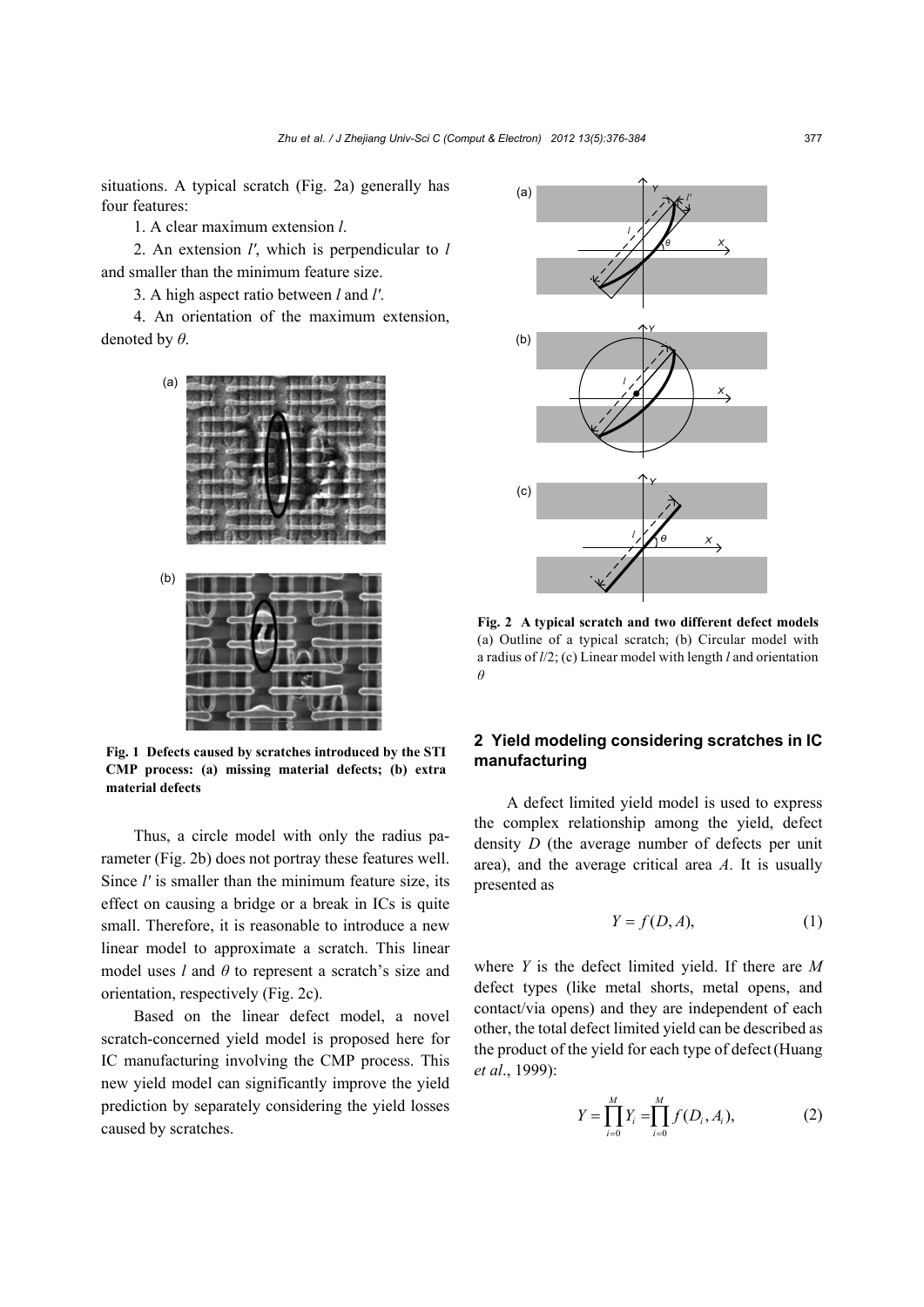situations. A typical scratch (Fig. 2a) generally has four features:

1. A clear maximum extension $l$.

2. An extension $l'$, which is perpendicular to $l$ and smaller than the minimum feature size.

3. A high aspect ratio between $l$ and $l'$.

4. An orientation of the maximum extension, denoted by $\theta$.

**Fig. 1 Defects caused by scratches introduced by the STI CMP process: (a) missing material defects; (b) extra material defects**

Thus, a circle model with only the radius parameter (Fig. 2b) does not portray these features well. Since $l'$ is smaller than the minimum feature size, its effect on causing a bridge or a break in ICs is quite small. Therefore, it is reasonable to introduce a new linear model to approximate a scratch. This linear model uses $l$ and $\theta$ to represent a scratch's size and orientation, respectively (Fig. 2c).

Based on the linear defect model, a novel scratch-concerned yield model is proposed here for IC manufacturing involving the CMP process. This new yield model can significantly improve the yield prediction by separately considering the yield losses caused by scratches.

**Fig. 2 A typical scratch and two different defect models** (a) Outline of a typical scratch; (b) Circular model with a radius of $l/2$; (c) Linear model with length $l$ and orientation $\theta$

## 2 Yield modeling considering scratches in IC manufacturing

A defect limited yield model is used to express the complex relationship among the yield, defect density $D$ (the average number of defects per unit area), and the average critical area $A$. It is usually presented as

$$Y = f(D, A), \tag{1}$$

where $Y$ is the defect limited yield. If there are $M$ defect types (like metal shorts, metal opens, and contact/via opens) and they are independent of each other, the total defect limited yield can be described as the product of the yield for each type of defect (Huang *et al*., 1999):

$$Y = \prod_{i=0}^{M} Y_i = \prod_{i=0}^{M} f(D_i, A_i), \tag{2}$$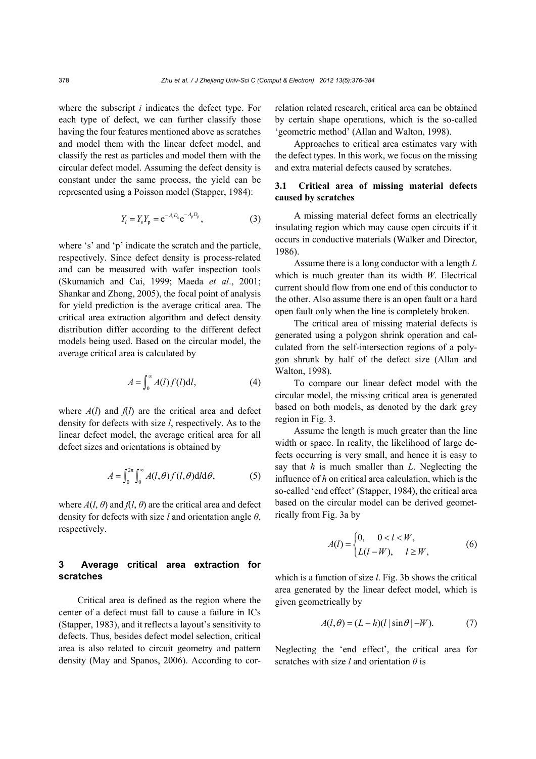where the subscript $i$ indicates the defect type. For each type of defect, we can further classify those having the four features mentioned above as scratches and model them with the linear defect model, and classify the rest as particles and model them with the circular defect model. Assuming the defect density is constant under the same process, the yield can be represented using a Poisson model (Stapper, 1984):

$$Y_i = Y_s Y_p = e^{-A_s D_s} e^{-A_p D_p}, \tag{3}$$

where 's' and 'p' indicate the scratch and the particle, respectively. Since defect density is process-related and can be measured with wafer inspection tools (Skumanich and Cai, 1999; Maeda *et al*., 2001; Shankar and Zhong, 2005), the focal point of analysis for yield prediction is the average critical area. The critical area extraction algorithm and defect density distribution differ according to the different defect models being used. Based on the circular model, the average critical area is calculated by

$$A = \int_0^{\infty} A(l) f(l) \mathrm{d}l, \tag{4}$$

where $A(l)$ and $f(l)$ are the critical area and defect density for defects with size $l$, respectively. As to the linear defect model, the average critical area for all defect sizes and orientations is obtained by

$$A = \int_0^{2\pi} \int_0^{\infty} A(l, \theta) f(l, \theta) \mathrm{d}l \mathrm{d}\theta, \tag{5}$$

where $A(l, \theta)$ and $f(l, \theta)$ are the critical area and defect density for defects with size $l$ and orientation angle $\theta$, respectively.

## 3 Average critical area extraction for scratches

Critical area is defined as the region where the center of a defect must fall to cause a failure in ICs (Stapper, 1983), and it reflects a layout's sensitivity to defects. Thus, besides defect model selection, critical area is also related to circuit geometry and pattern density (May and Spanos, 2006). According to correlation related research, critical area can be obtained by certain shape operations, which is the so-called 'geometric method' (Allan and Walton, 1998).

Approaches to critical area estimates vary with the defect types. In this work, we focus on the missing and extra material defects caused by scratches.

### 3.1 Critical area of missing material defects caused by scratches

A missing material defect forms an electrically insulating region which may cause open circuits if it occurs in conductive materials (Walker and Director, 1986).

Assume there is a long conductor with a length $L$ which is much greater than its width $W$. Electrical current should flow from one end of this conductor to the other. Also assume there is an open fault or a hard open fault only when the line is completely broken.

The critical area of missing material defects is generated using a polygon shrink operation and calculated from the self-intersection regions of a polygon shrunk by half of the defect size (Allan and Walton, 1998).

To compare our linear defect model with the circular model, the missing critical area is generated based on both models, as denoted by the dark grey region in Fig. 3.

Assume the length is much greater than the line width or space. In reality, the likelihood of large defects occurring is very small, and hence it is easy to say that $h$ is much smaller than $L$. Neglecting the influence of $h$ on critical area calculation, which is the so-called 'end effect' (Stapper, 1984), the critical area based on the circular model can be derived geometrically from Fig. 3a by

$$A(l) = \begin{cases} 0, & 0 < l < W, \\ L(l - W), & l \geq W, \end{cases} \tag{6}$$

which is a function of size $l$. Fig. 3b shows the critical area generated by the linear defect model, which is given geometrically by

$$A(l, \theta) = (L - h)(l\,|\sin\theta| - W). \tag{7}$$

Neglecting the 'end effect', the critical area for scratches with size $l$ and orientation $\theta$ is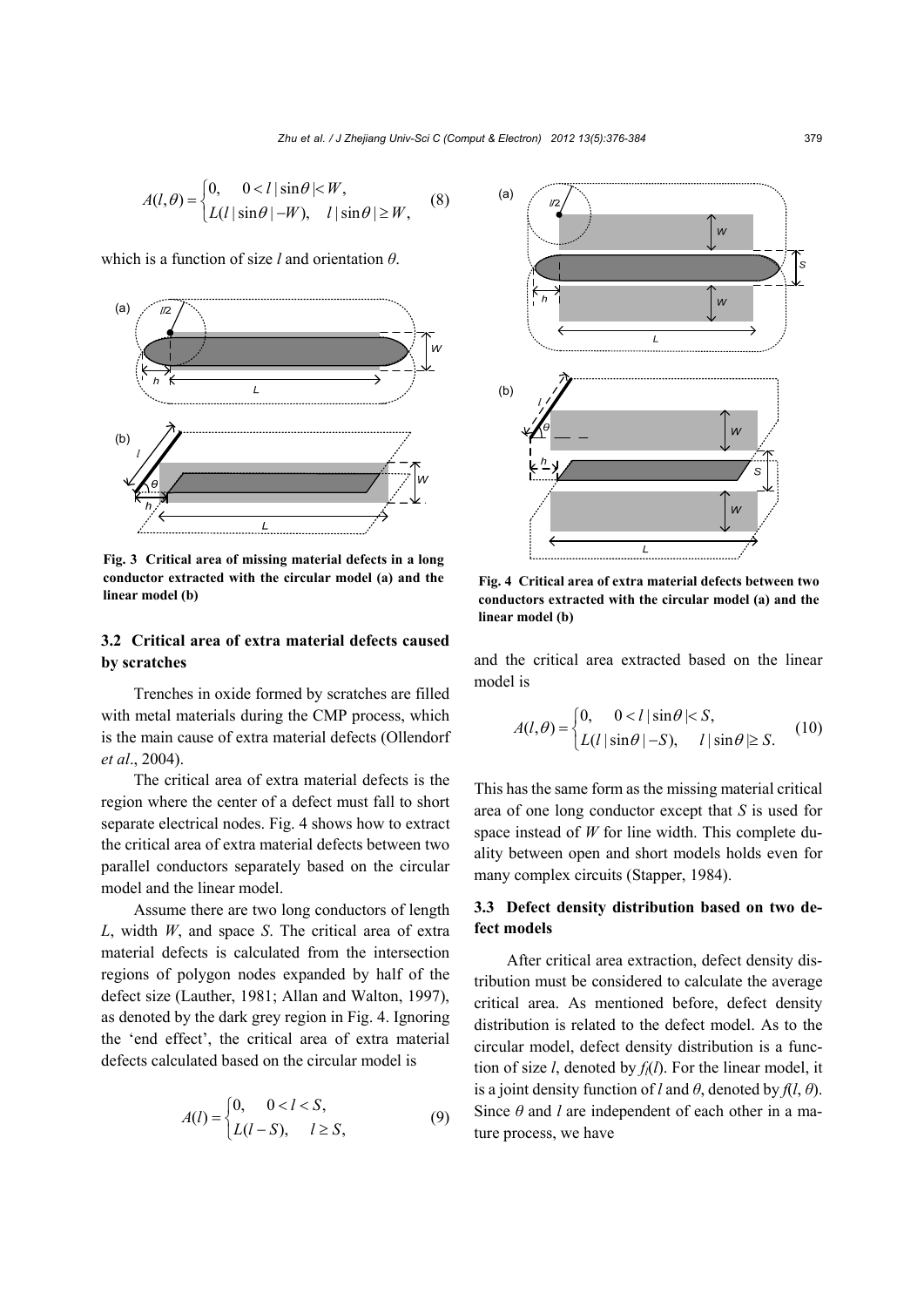$$A(l,\theta)=\begin{cases}0, & 0<l\,|\sin\theta|<W,\\ L(l\,|\sin\theta|-W), & l\,|\sin\theta|\ge W,\end{cases} \tag{8}$$

which is a function of size $l$ and orientation $\theta$.

**Fig. 3 Critical area of missing material defects in a long conductor extracted with the circular model (a) and the linear model (b)**

### 3.2 Critical area of extra material defects caused by scratches

Trenches in oxide formed by scratches are filled with metal materials during the CMP process, which is the main cause of extra material defects (Ollendorf *et al*., 2004).

The critical area of extra material defects is the region where the center of a defect must fall to short separate electrical nodes. Fig. 4 shows how to extract the critical area of extra material defects between two parallel conductors separately based on the circular model and the linear model.

Assume there are two long conductors of length $L$, width $W$, and space $S$. The critical area of extra material defects is calculated from the intersection regions of polygon nodes expanded by half of the defect size (Lauther, 1981; Allan and Walton, 1997), as denoted by the dark grey region in Fig. 4. Ignoring the 'end effect', the critical area of extra material defects calculated based on the circular model is

$$A(l)=\begin{cases}0, & 0<l<S,\\ L(l-S), & l\ge S,\end{cases} \tag{9}$$

**Fig. 4 Critical area of extra material defects between two conductors extracted with the circular model (a) and the linear model (b)**

and the critical area extracted based on the linear model is

$$A(l,\theta)=\begin{cases}0, & 0<l\,|\sin\theta|<S,\\ L(l\,|\sin\theta|-S), & l\,|\sin\theta|\ge S.\end{cases} \tag{10}$$

This has the same form as the missing material critical area of one long conductor except that $S$ is used for space instead of $W$ for line width. This complete duality between open and short models holds even for many complex circuits (Stapper, 1984).

### 3.3 Defect density distribution based on two defect models

After critical area extraction, defect density distribution must be considered to calculate the average critical area. As mentioned before, defect density distribution is related to the defect model. As to the circular model, defect density distribution is a function of size $l$, denoted by $f_l(l)$. For the linear model, it is a joint density function of $l$ and $\theta$, denoted by $f(l, \theta)$. Since $\theta$ and $l$ are independent of each other in a mature process, we have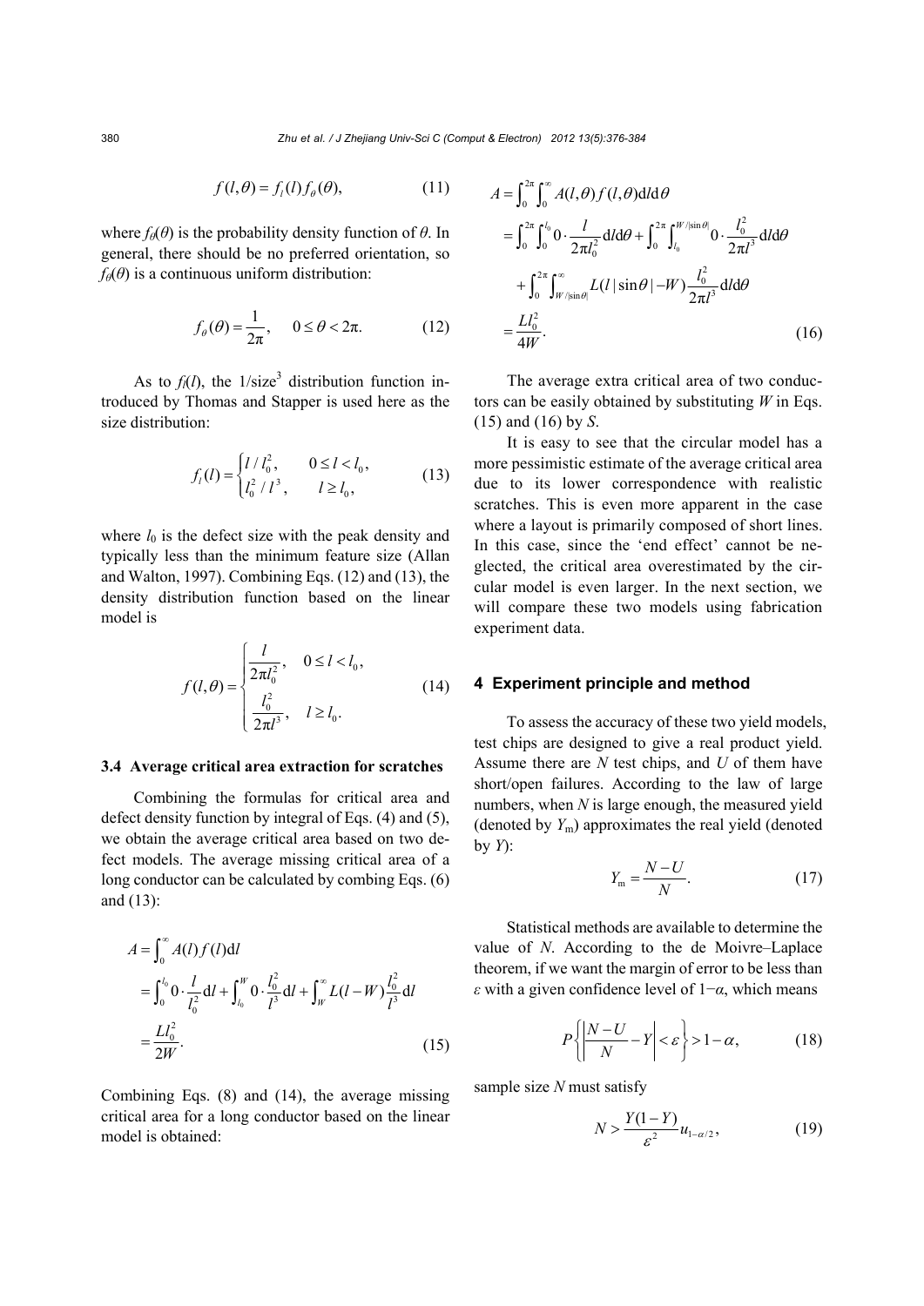$$f(l,\theta) = f_l(l) f_\theta(\theta), \tag{11}$$

where $f_\theta(\theta)$ is the probability density function of $\theta$. In general, there should be no preferred orientation, so $f_\theta(\theta)$ is a continuous uniform distribution:

$$f_\theta(\theta) = \frac{1}{2\pi}, \quad 0 \le \theta < 2\pi. \tag{12}$$

As to $f_l(l)$, the 1/size$^3$ distribution function introduced by Thomas and Stapper is used here as the size distribution:

$$f_l(l) = \begin{cases} l/l_0^2, & 0 \le l < l_0, \\ l_0^2/l^3, & l \ge l_0, \end{cases} \tag{13}$$

where $l_0$ is the defect size with the peak density and typically less than the minimum feature size (Allan and Walton, 1997). Combining Eqs. (12) and (13), the density distribution function based on the linear model is

$$f(l,\theta) = \begin{cases} \dfrac{l}{2\pi l_0^2}, & 0 \le l < l_0, \\ \dfrac{l_0^2}{2\pi l^3}, & l \ge l_0. \end{cases} \tag{14}$$

### 3.4 Average critical area extraction for scratches

Combining the formulas for critical area and defect density function by integral of Eqs. (4) and (5), we obtain the average critical area based on two defect models. The average missing critical area of a long conductor can be calculated by combing Eqs. (6) and (13):

$$\begin{aligned} A &= \int_0^\infty A(l) f(l) \mathrm{d}l \\ &= \int_0^{l_0} 0 \cdot \frac{l}{l_0^2} \mathrm{d}l + \int_{l_0}^{W} 0 \cdot \frac{l_0^2}{l^3} \mathrm{d}l + \int_W^\infty L(l-W) \frac{l_0^2}{l^3} \mathrm{d}l \\ &= \frac{L l_0^2}{2W}. \end{aligned} \tag{15}$$

Combining Eqs. (8) and (14), the average missing critical area for a long conductor based on the linear model is obtained:

$$\begin{aligned} A &= \int_0^{2\pi} \int_0^\infty A(l,\theta) f(l,\theta) \mathrm{d}l \mathrm{d}\theta \\ &= \int_0^{2\pi} \int_0^{l_0} 0 \cdot \frac{l}{2\pi l_0^2} \mathrm{d}l \mathrm{d}\theta + \int_0^{2\pi} \int_{l_0}^{W/|\sin\theta|} 0 \cdot \frac{l_0^2}{2\pi l^3} \mathrm{d}l \mathrm{d}\theta \\ &\quad + \int_0^{2\pi} \int_{W/|\sin\theta|}^\infty L(l|\sin\theta| - W) \frac{l_0^2}{2\pi l^3} \mathrm{d}l \mathrm{d}\theta \\ &= \frac{L l_0^2}{4W}. \end{aligned} \tag{16}$$

The average extra critical area of two conductors can be easily obtained by substituting $W$ in Eqs. (15) and (16) by $S$.

It is easy to see that the circular model has a more pessimistic estimate of the average critical area due to its lower correspondence with realistic scratches. This is even more apparent in the case where a layout is primarily composed of short lines. In this case, since the 'end effect' cannot be neglected, the critical area overestimated by the circular model is even larger. In the next section, we will compare these two models using fabrication experiment data.

## 4 Experiment principle and method

To assess the accuracy of these two yield models, test chips are designed to give a real product yield. Assume there are $N$ test chips, and $U$ of them have short/open failures. According to the law of large numbers, when $N$ is large enough, the measured yield (denoted by $Y_\mathrm{m}$) approximates the real yield (denoted by $Y$):

$$Y_\mathrm{m} = \frac{N-U}{N}. \tag{17}$$

Statistical methods are available to determine the value of $N$. According to the de Moivre–Laplace theorem, if we want the margin of error to be less than $\varepsilon$ with a given confidence level of $1-\alpha$, which means

$$P\left\{ \left| \frac{N-U}{N} - Y \right| < \varepsilon \right\} > 1-\alpha, \tag{18}$$

sample size $N$ must satisfy

$$N > \frac{Y(1-Y)}{\varepsilon^2} u_{1-\alpha/2}, \tag{19}$$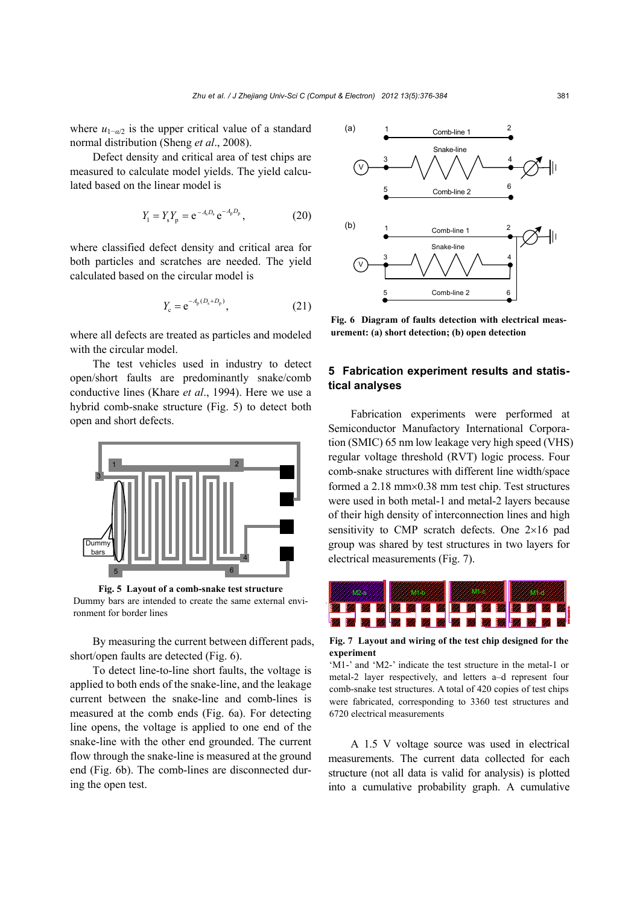where $u_{1-\alpha/2}$ is the upper critical value of a standard normal distribution (Sheng *et al*., 2008).

Defect density and critical area of test chips are measured to calculate model yields. The yield calculated based on the linear model is

$$Y_1 = Y_s Y_p = e^{-A_s D_s} e^{-A_p D_p}, \tag{20}$$

where classified defect density and critical area for both particles and scratches are needed. The yield calculated based on the circular model is

$$Y_c = e^{-A_p (D_s + D_p)}, \tag{21}$$

where all defects are treated as particles and modeled with the circular model.

The test vehicles used in industry to detect open/short faults are predominantly snake/comb conductive lines (Khare *et al*., 1994). Here we use a hybrid comb-snake structure (Fig. 5) to detect both open and short defects.

**Fig. 5 Layout of a comb-snake test structure**
Dummy bars are intended to create the same external environment for border lines

By measuring the current between different pads, short/open faults are detected (Fig. 6).

To detect line-to-line short faults, the voltage is applied to both ends of the snake-line, and the leakage current between the snake-line and comb-lines is measured at the comb ends (Fig. 6a). For detecting line opens, the voltage is applied to one end of the snake-line with the other end grounded. The current flow through the snake-line is measured at the ground end (Fig. 6b). The comb-lines are disconnected during the open test.

**Fig. 6 Diagram of faults detection with electrical measurement: (a) short detection; (b) open detection**

## 5 Fabrication experiment results and statistical analyses

Fabrication experiments were performed at Semiconductor Manufactory International Corporation (SMIC) 65 nm low leakage very high speed (VHS) regular voltage threshold (RVT) logic process. Four comb-snake structures with different line width/space formed a 2.18 mm×0.38 mm test chip. Test structures were used in both metal-1 and metal-2 layers because of their high density of interconnection lines and high sensitivity to CMP scratch defects. One 2×16 pad group was shared by test structures in two layers for electrical measurements (Fig. 7).

**Fig. 7 Layout and wiring of the test chip designed for the experiment**
'M1-' and 'M2-' indicate the test structure in the metal-1 or metal-2 layer respectively, and letters a–d represent four comb-snake test structures. A total of 420 copies of test chips were fabricated, corresponding to 3360 test structures and 6720 electrical measurements

A 1.5 V voltage source was used in electrical measurements. The current data collected for each structure (not all data is valid for analysis) is plotted into a cumulative probability graph. A cumulative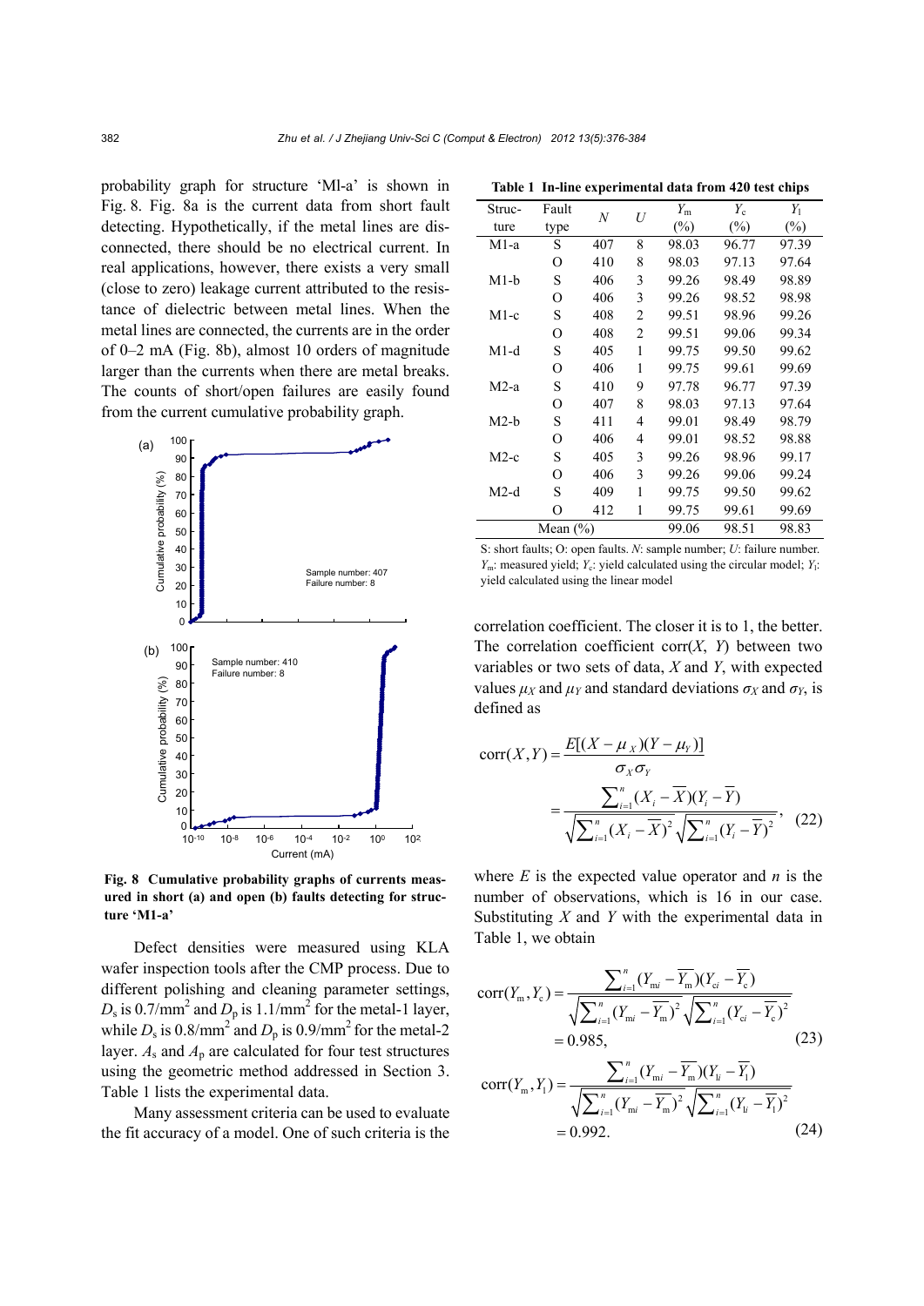probability graph for structure 'Ml-a' is shown in Fig. 8. Fig. 8a is the current data from short fault detecting. Hypothetically, if the metal lines are disconnected, there should be no electrical current. In real applications, however, there exists a very small (close to zero) leakage current attributed to the resistance of dielectric between metal lines. When the metal lines are connected, the currents are in the order of 0–2 mA (Fig. 8b), almost 10 orders of magnitude larger than the currents when there are metal breaks. The counts of short/open failures are easily found from the current cumulative probability graph.

Fig. 8 Cumulative probability graphs of currents measured in short (a) and open (b) faults detecting for structure 'M1-a'

Defect densities were measured using KLA wafer inspection tools after the CMP process. Due to different polishing and cleaning parameter settings, $D_s$ is 0.7/mm$^2$ and $D_p$ is 1.1/mm$^2$ for the metal-1 layer, while $D_s$ is 0.8/mm$^2$ and $D_p$ is 0.9/mm$^2$ for the metal-2 layer. $A_s$ and $A_p$ are calculated for four test structures using the geometric method addressed in Section 3. Table 1 lists the experimental data.

Many assessment criteria can be used to evaluate the fit accuracy of a model. One of such criteria is the correlation coefficient. The closer it is to 1, the better. The correlation coefficient corr($X$, $Y$) between two variables or two sets of data, $X$ and $Y$, with expected values $\mu_X$ and $\mu_Y$ and standard deviations $\sigma_X$ and $\sigma_Y$, is defined as

**Table 1 In-line experimental data from 420 test chips**

| Structure | Fault type | $N$ | $U$ | $Y_m$ (%) | $Y_c$ (%) | $Y_l$ (%) |
|---|---|---|---|---|---|---|
| M1-a | S | 407 | 8 | 98.03 | 96.77 | 97.39 |
| | O | 410 | 8 | 98.03 | 97.13 | 97.64 |
| M1-b | S | 406 | 3 | 99.26 | 98.49 | 98.89 |
| | O | 406 | 3 | 99.26 | 98.52 | 98.98 |
| M1-c | S | 408 | 2 | 99.51 | 98.96 | 99.26 |
| | O | 408 | 2 | 99.51 | 99.06 | 99.34 |
| M1-d | S | 405 | 1 | 99.75 | 99.50 | 99.62 |
| | O | 406 | 1 | 99.75 | 99.61 | 99.69 |
| M2-a | S | 410 | 9 | 97.78 | 96.77 | 97.39 |
| | O | 407 | 8 | 98.03 | 97.13 | 97.64 |
| M2-b | S | 411 | 4 | 99.01 | 98.49 | 98.79 |
| | O | 406 | 4 | 99.01 | 98.52 | 98.88 |
| M2-c | S | 405 | 3 | 99.26 | 98.96 | 99.17 |
| | O | 406 | 3 | 99.26 | 99.06 | 99.24 |
| M2-d | S | 409 | 1 | 99.75 | 99.50 | 99.62 |
| | O | 412 | 1 | 99.75 | 99.61 | 99.69 |
| Mean (%) | | | | 99.06 | 98.51 | 98.83 |

S: short faults; O: open faults. $N$: sample number; $U$: failure number. $Y_m$: measured yield; $Y_c$: yield calculated using the circular model; $Y_l$: yield calculated using the linear model

$$\mathrm{corr}(X,Y)=\frac{E[(X-\mu_X)(Y-\mu_Y)]}{\sigma_X\sigma_Y}=\frac{\sum_{i=1}^{n}(X_i-\overline{X})(Y_i-\overline{Y})}{\sqrt{\sum_{i=1}^{n}(X_i-\overline{X})^2}\sqrt{\sum_{i=1}^{n}(Y_i-\overline{Y})^2}},\quad(22)$$

where $E$ is the expected value operator and $n$ is the number of observations, which is 16 in our case. Substituting $X$ and $Y$ with the experimental data in Table 1, we obtain

$$\mathrm{corr}(Y_m,Y_c)=\frac{\sum_{i=1}^{n}(Y_{mi}-\overline{Y_m})(Y_{ci}-\overline{Y_c})}{\sqrt{\sum_{i=1}^{n}(Y_{mi}-\overline{Y_m})^2}\sqrt{\sum_{i=1}^{n}(Y_{ci}-\overline{Y_c})^2}}=0.985,\quad(23)$$

$$\mathrm{corr}(Y_m,Y_l)=\frac{\sum_{i=1}^{n}(Y_{mi}-\overline{Y_m})(Y_{li}-\overline{Y_l})}{\sqrt{\sum_{i=1}^{n}(Y_{mi}-\overline{Y_m})^2}\sqrt{\sum_{i=1}^{n}(Y_{li}-\overline{Y_l})^2}}=0.992.\quad(24)$$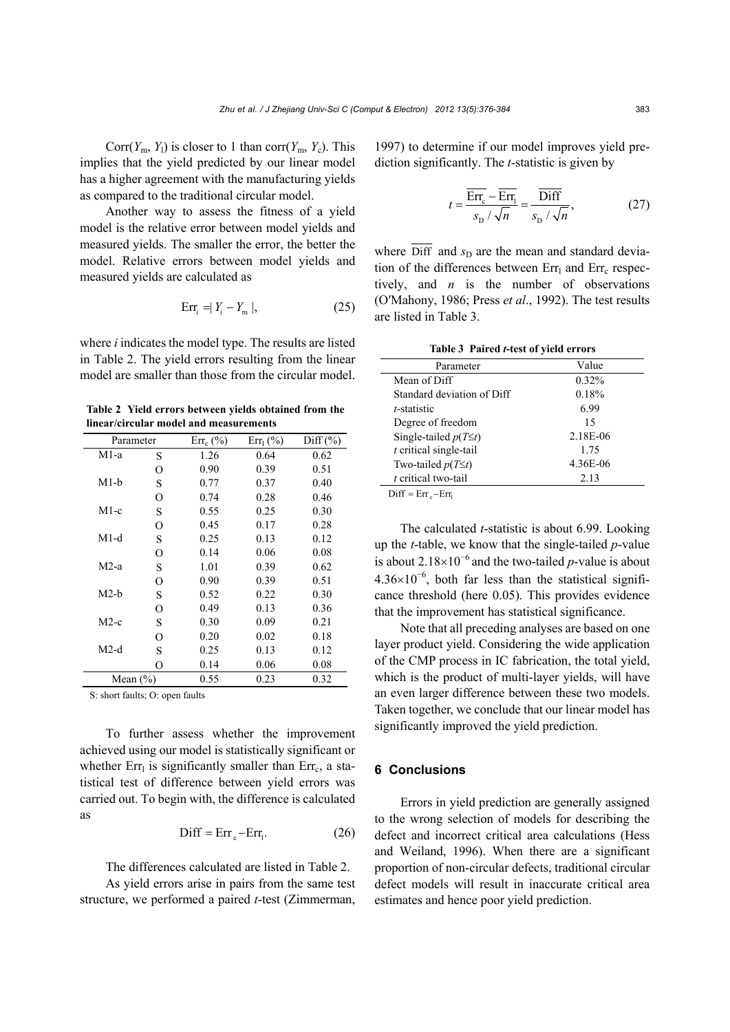$\mathrm{Corr}(Y_\mathrm{m}, Y_\mathrm{l})$ is closer to 1 than $\mathrm{corr}(Y_\mathrm{m}, Y_\mathrm{c})$. This implies that the yield predicted by our linear model has a higher agreement with the manufacturing yields as compared to the traditional circular model.

Another way to assess the fitness of a yield model is the relative error between model yields and measured yields. The smaller the error, the better the model. Relative errors between model yields and measured yields are calculated as

$$\mathrm{Err}_i = |Y_i - Y_\mathrm{m}|, \tag{25}$$

where $i$ indicates the model type. The results are listed in Table 2. The yield errors resulting from the linear model are smaller than those from the circular model.

**Table 2 Yield errors between yields obtained from the linear/circular model and measurements**

| Parameter | | $\mathrm{Err}_\mathrm{c}$ (%) | $\mathrm{Err}_\mathrm{l}$ (%) | Diff (%) |
|---|---|---|---|---|
| M1-a | S | 1.26 | 0.64 | 0.62 |
| | O | 0.90 | 0.39 | 0.51 |
| M1-b | S | 0.77 | 0.37 | 0.40 |
| | O | 0.74 | 0.28 | 0.46 |
| M1-c | S | 0.55 | 0.25 | 0.30 |
| | O | 0.45 | 0.17 | 0.28 |
| M1-d | S | 0.25 | 0.13 | 0.12 |
| | O | 0.14 | 0.06 | 0.08 |
| M2-a | S | 1.01 | 0.39 | 0.62 |
| | O | 0.90 | 0.39 | 0.51 |
| M2-b | S | 0.52 | 0.22 | 0.30 |
| | O | 0.49 | 0.13 | 0.36 |
| M2-c | S | 0.30 | 0.09 | 0.21 |
| | O | 0.20 | 0.02 | 0.18 |
| M2-d | S | 0.25 | 0.13 | 0.12 |
| | O | 0.14 | 0.06 | 0.08 |
| Mean (%) | | 0.55 | 0.23 | 0.32 |

S: short faults; O: open faults

To further assess whether the improvement achieved using our model is statistically significant or whether $\mathrm{Err}_\mathrm{l}$ is significantly smaller than $\mathrm{Err}_\mathrm{c}$, a statistical test of difference between yield errors was carried out. To begin with, the difference is calculated as

$$\mathrm{Diff} = \mathrm{Err}_\mathrm{c} - \mathrm{Err}_\mathrm{l}. \tag{26}$$

The differences calculated are listed in Table 2.

As yield errors arise in pairs from the same test structure, we performed a paired $t$-test (Zimmerman, 1997) to determine if our model improves yield prediction significantly. The $t$-statistic is given by

$$t = \frac{\overline{\mathrm{Err}_\mathrm{c}} - \overline{\mathrm{Err}_\mathrm{l}}}{s_\mathrm{D}/\sqrt{n}} = \frac{\overline{\mathrm{Diff}}}{s_\mathrm{D}/\sqrt{n}}, \tag{27}$$

where $\overline{\mathrm{Diff}}$ and $s_\mathrm{D}$ are the mean and standard deviation of the differences between $\mathrm{Err}_\mathrm{l}$ and $\mathrm{Err}_\mathrm{c}$ respectively, and $n$ is the number of observations (O′Mahony, 1986; Press *et al*., 1992). The test results are listed in Table 3.

**Table 3 Paired *t*-test of yield errors**

| Parameter | Value |
|---|---|
| Mean of Diff | 0.32% |
| Standard deviation of Diff | 0.18% |
| $t$-statistic | 6.99 |
| Degree of freedom | 15 |
| Single-tailed $p(T \le t)$ | 2.18E-06 |
| $t$ critical single-tail | 1.75 |
| Two-tailed $p(T \le t)$ | 4.36E-06 |
| $t$ critical two-tail | 2.13 |

$\mathrm{Diff} = \mathrm{Err}_\mathrm{c} - \mathrm{Err}_\mathrm{l}$

The calculated $t$-statistic is about 6.99. Looking up the $t$-table, we know that the single-tailed $p$-value is about $2.18\times10^{-6}$ and the two-tailed $p$-value is about $4.36\times10^{-6}$, both far less than the statistical significance threshold (here 0.05). This provides evidence that the improvement has statistical significance.

Note that all preceding analyses are based on one layer product yield. Considering the wide application of the CMP process in IC fabrication, the total yield, which is the product of multi-layer yields, will have an even larger difference between these two models. Taken together, we conclude that our linear model has significantly improved the yield prediction.

## 6 Conclusions

Errors in yield prediction are generally assigned to the wrong selection of models for describing the defect and incorrect critical area calculations (Hess and Weiland, 1996). When there are a significant proportion of non-circular defects, traditional circular defect models will result in inaccurate critical area estimates and hence poor yield prediction.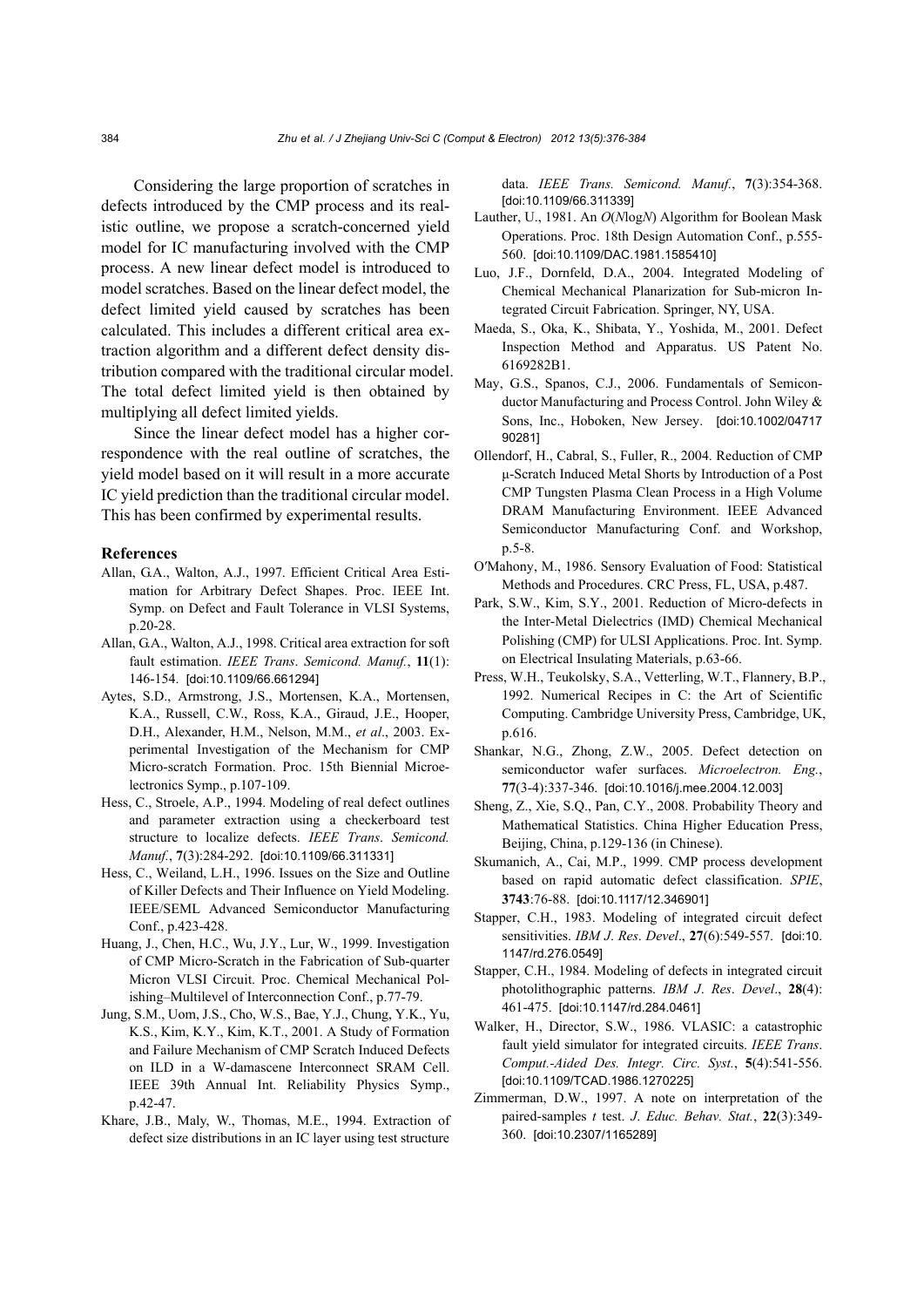Considering the large proportion of scratches in defects introduced by the CMP process and its realistic outline, we propose a scratch-concerned yield model for IC manufacturing involved with the CMP process. A new linear defect model is introduced to model scratches. Based on the linear defect model, the defect limited yield caused by scratches has been calculated. This includes a different critical area extraction algorithm and a different defect density distribution compared with the traditional circular model. The total defect limited yield is then obtained by multiplying all defect limited yields.

Since the linear defect model has a higher correspondence with the real outline of scratches, the yield model based on it will result in a more accurate IC yield prediction than the traditional circular model. This has been confirmed by experimental results.

## References

Allan, G.A., Walton, A.J., 1997. Efficient Critical Area Estimation for Arbitrary Defect Shapes. Proc. IEEE Int. Symp. on Defect and Fault Tolerance in VLSI Systems, p.20-28.

Allan, G.A., Walton, A.J., 1998. Critical area extraction for soft fault estimation. *IEEE Trans. Semicond. Manuf.*, **11**(1): 146-154. [doi:10.1109/66.661294]

Aytes, S.D., Armstrong, J.S., Mortensen, K.A., Mortensen, K.A., Russell, C.W., Ross, K.A., Giraud, J.E., Hooper, D.H., Alexander, H.M., Nelson, M.M., *et al*., 2003. Experimental Investigation of the Mechanism for CMP Micro-scratch Formation. Proc. 15th Biennial Microelectronics Symp., p.107-109.

Hess, C., Stroele, A.P., 1994. Modeling of real defect outlines and parameter extraction using a checkerboard test structure to localize defects. *IEEE Trans. Semicond. Manuf.*, **7**(3):284-292. [doi:10.1109/66.311331]

Hess, C., Weiland, L.H., 1996. Issues on the Size and Outline of Killer Defects and Their Influence on Yield Modeling. IEEE/SEML Advanced Semiconductor Manufacturing Conf., p.423-428.

Huang, J., Chen, H.C., Wu, J.Y., Lur, W., 1999. Investigation of CMP Micro-Scratch in the Fabrication of Sub-quarter Micron VLSI Circuit. Proc. Chemical Mechanical Polishing–Multilevel of Interconnection Conf., p.77-79.

Jung, S.M., Uom, J.S., Cho, W.S., Bae, Y.J., Chung, Y.K., Yu, K.S., Kim, K.Y., Kim, K.T., 2001. A Study of Formation and Failure Mechanism of CMP Scratch Induced Defects on ILD in a W-damascene Interconnect SRAM Cell. IEEE 39th Annual Int. Reliability Physics Symp., p.42-47.

Khare, J.B., Maly, W., Thomas, M.E., 1994. Extraction of defect size distributions in an IC layer using test structure data. *IEEE Trans. Semicond. Manuf.*, **7**(3):354-368. [doi:10.1109/66.311339]

Lauther, U., 1981. An $O(N\log N)$ Algorithm for Boolean Mask Operations. Proc. 18th Design Automation Conf., p.555-560. [doi:10.1109/DAC.1981.1585410]

Luo, J.F., Dornfeld, D.A., 2004. Integrated Modeling of Chemical Mechanical Planarization for Sub-micron Integrated Circuit Fabrication. Springer, NY, USA.

Maeda, S., Oka, K., Shibata, Y., Yoshida, M., 2001. Defect Inspection Method and Apparatus. US Patent No. 6169282B1.

May, G.S., Spanos, C.J., 2006. Fundamentals of Semiconductor Manufacturing and Process Control. John Wiley & Sons, Inc., Hoboken, New Jersey. [doi:10.1002/0471790281]

Ollendorf, H., Cabral, S., Fuller, R., 2004. Reduction of CMP μ-Scratch Induced Metal Shorts by Introduction of a Post CMP Tungsten Plasma Clean Process in a High Volume DRAM Manufacturing Environment. IEEE Advanced Semiconductor Manufacturing Conf. and Workshop, p.5-8.

O′Mahony, M., 1986. Sensory Evaluation of Food: Statistical Methods and Procedures. CRC Press, FL, USA, p.487.

Park, S.W., Kim, S.Y., 2001. Reduction of Micro-defects in the Inter-Metal Dielectrics (IMD) Chemical Mechanical Polishing (CMP) for ULSI Applications. Proc. Int. Symp. on Electrical Insulating Materials, p.63-66.

Press, W.H., Teukolsky, S.A., Vetterling, W.T., Flannery, B.P., 1992. Numerical Recipes in C: the Art of Scientific Computing. Cambridge University Press, Cambridge, UK, p.616.

Shankar, N.G., Zhong, Z.W., 2005. Defect detection on semiconductor wafer surfaces. *Microelectron. Eng.*, **77**(3-4):337-346. [doi:10.1016/j.mee.2004.12.003]

Sheng, Z., Xie, S.Q., Pan, C.Y., 2008. Probability Theory and Mathematical Statistics. China Higher Education Press, Beijing, China, p.129-136 (in Chinese).

Skumanich, A., Cai, M.P., 1999. CMP process development based on rapid automatic defect classification. *SPIE*, **3743**:76-88. [doi:10.1117/12.346901]

Stapper, C.H., 1983. Modeling of integrated circuit defect sensitivities. *IBM J. Res. Devel*., **27**(6):549-557. [doi:10.1147/rd.276.0549]

Stapper, C.H., 1984. Modeling of defects in integrated circuit photolithographic patterns. *IBM J. Res. Devel*., **28**(4): 461-475. [doi:10.1147/rd.284.0461]

Walker, H., Director, S.W., 1986. VLASIC: a catastrophic fault yield simulator for integrated circuits. *IEEE Trans. Comput.-Aided Des. Integr. Circ. Syst.*, **5**(4):541-556. [doi:10.1109/TCAD.1986.1270225]

Zimmerman, D.W., 1997. A note on interpretation of the paired-samples *t* test. *J. Educ. Behav. Stat.*, **22**(3):349-360. [doi:10.2307/1165289]